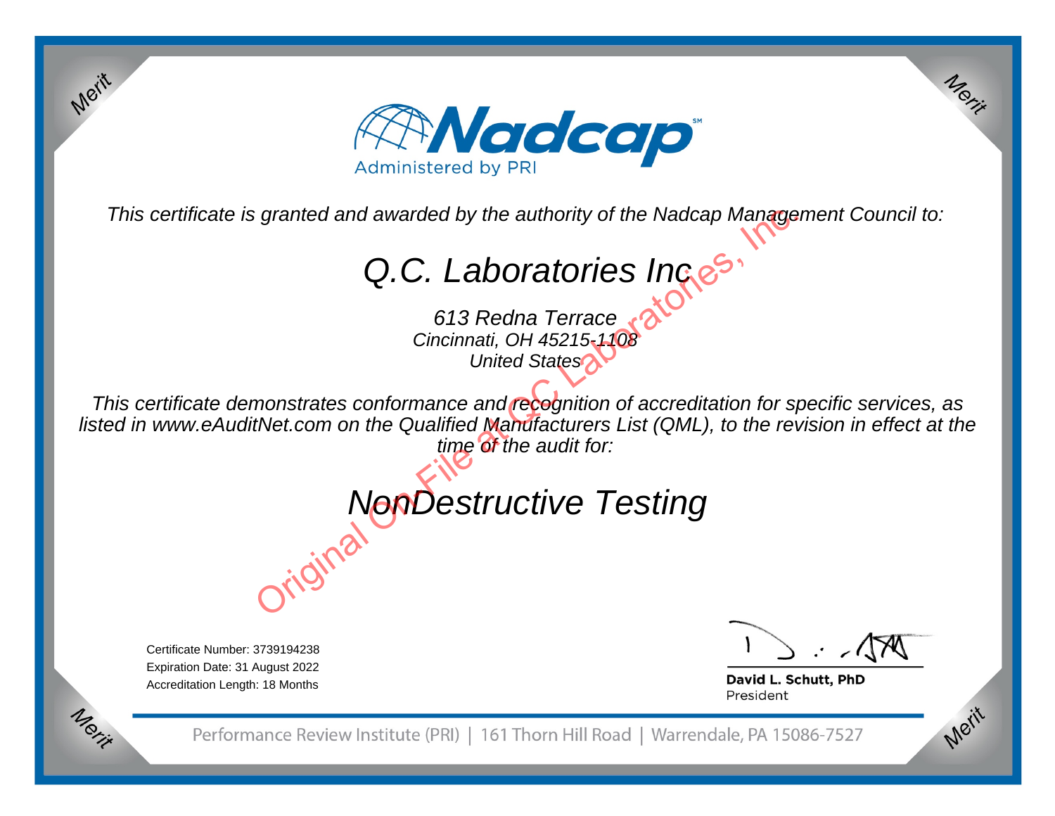# Nadcap

Administered by PRI

*This certificate is granted and awarded by the authority of the Nadcap Management Council to:*

## Q.C. Laboratories Inc

*613 Redna Terrace*
*Cincinnati, OH 45215-1108*
*United States*

*This certificate demonstrates conformance and recognition of accreditation for specific services, as listed in www.eAuditNet.com on the Qualified Manufacturers List (QML), to the revision in effect at the time of the audit for:*

## *NonDestructive Testing*

Original On File at QC Laboratories, Inc.

Certificate Number: 3739194238
Expiration Date: 31 August 2022
Accreditation Length: 18 Months

**David L. Schutt, PhD**
President

Performance Review Institute (PRI) | 161 Thorn Hill Road | Warrendale, PA 15086-7527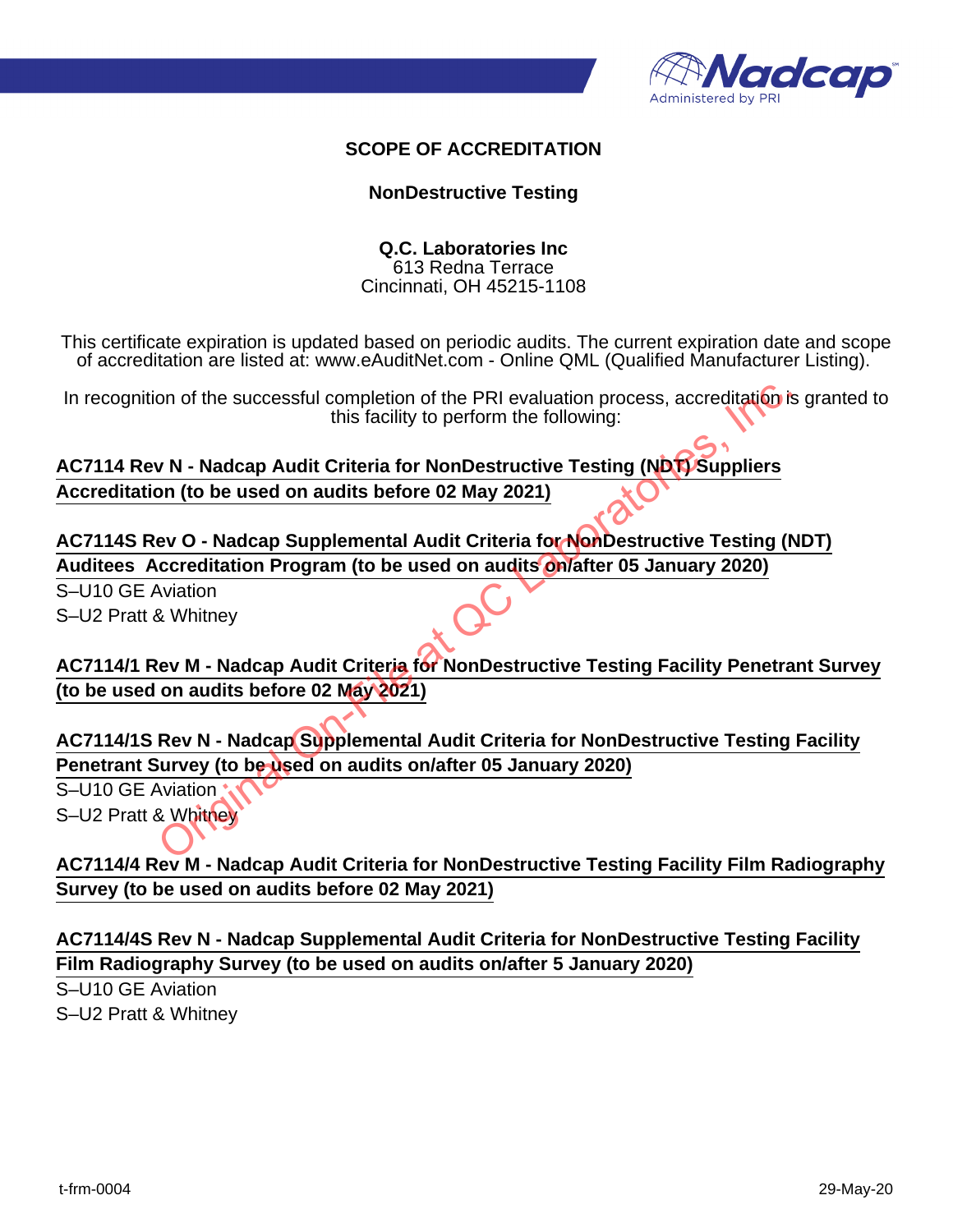## SCOPE OF ACCREDITATION

### NonDestructive Testing

**Q.C. Laboratories Inc**
613 Redna Terrace
Cincinnati, OH 45215-1108

This certificate expiration is updated based on periodic audits. The current expiration date and scope of accreditation are listed at: www.eAuditNet.com - Online QML (Qualified Manufacturer Listing).

In recognition of the successful completion of the PRI evaluation process, accreditation is granted to this facility to perform the following:

**AC7114 Rev N - Nadcap Audit Criteria for NonDestructive Testing (NDT) Suppliers Accreditation (to be used on audits before 02 May 2021)**

**AC7114S Rev O - Nadcap Supplemental Audit Criteria for NonDestructive Testing (NDT) Auditees Accreditation Program (to be used on audits on/after 05 January 2020)**

S–U10 GE Aviation
S–U2 Pratt & Whitney

**AC7114/1 Rev M - Nadcap Audit Criteria for NonDestructive Testing Facility Penetrant Survey (to be used on audits before 02 May 2021)**

**AC7114/1S Rev N - Nadcap Supplemental Audit Criteria for NonDestructive Testing Facility Penetrant Survey (to be used on audits on/after 05 January 2020)**

S–U10 GE Aviation
S–U2 Pratt & Whitney

**AC7114/4 Rev M - Nadcap Audit Criteria for NonDestructive Testing Facility Film Radiography Survey (to be used on audits before 02 May 2021)**

**AC7114/4S Rev N - Nadcap Supplemental Audit Criteria for NonDestructive Testing Facility Film Radiography Survey (to be used on audits on/after 5 January 2020)**

S–U10 GE Aviation
S–U2 Pratt & Whitney

Original On-File at QC Laboratories, Inc.

t-frm-0004 29-May-20